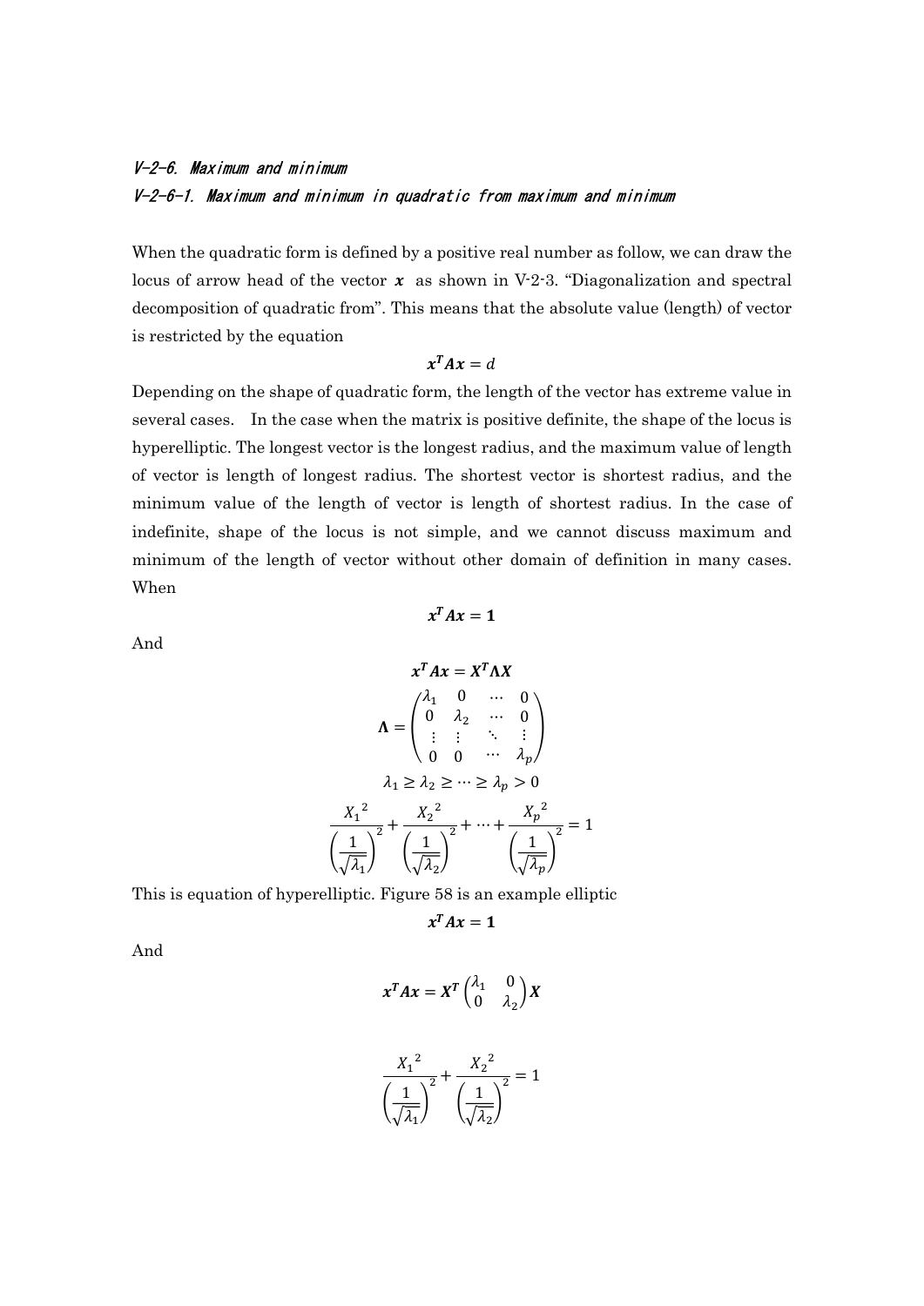### V-2-6. Maximum and minimum

### V-2-6-1. Maximum and minimum in quadratic from maximum and minimum

When the quadratic form is defined by a positive real number as follow, we can draw the locus of arrow head of the vector $\boldsymbol{x}$ as shown in V-2-3. "Diagonalization and spectral decomposition of quadratic from". This means that the absolute value (length) of vector is restricted by the equation

$$\boldsymbol{x}^{\boldsymbol{T}}\boldsymbol{A}\boldsymbol{x} = d$$

Depending on the shape of quadratic form, the length of the vector has extreme value in several cases. In the case when the matrix is positive definite, the shape of the locus is hyperelliptic. The longest vector is the longest radius, and the maximum value of length of vector is length of longest radius. The shortest vector is shortest radius, and the minimum value of the length of vector is length of shortest radius. In the case of indefinite, shape of the locus is not simple, and we cannot discuss maximum and minimum of the length of vector without other domain of definition in many cases. When

$$\boldsymbol{x}^{\boldsymbol{T}}\boldsymbol{A}\boldsymbol{x} = \boldsymbol{1}$$

And

$$\boldsymbol{x}^{\boldsymbol{T}}\boldsymbol{A}\boldsymbol{x} = \boldsymbol{X}^{\boldsymbol{T}}\boldsymbol{\Lambda}\boldsymbol{X}$$

$$\boldsymbol{\Lambda} = \begin{pmatrix} \lambda_1 & 0 & \cdots & 0 \\ 0 & \lambda_2 & \cdots & 0 \\ \vdots & \vdots & \ddots & \vdots \\ 0 & 0 & \cdots & \lambda_p \end{pmatrix}$$

$$\lambda_1 \geq \lambda_2 \geq \cdots \geq \lambda_p > 0$$

$$\frac{{X_1}^2}{\left(\frac{1}{\sqrt{\lambda_1}}\right)^2} + \frac{{X_2}^2}{\left(\frac{1}{\sqrt{\lambda_2}}\right)^2} + \cdots + \frac{{X_p}^2}{\left(\frac{1}{\sqrt{\lambda_p}}\right)^2} = 1$$

This is equation of hyperelliptic. Figure 58 is an example elliptic

$$\boldsymbol{x}^{\boldsymbol{T}}\boldsymbol{A}\boldsymbol{x} = \boldsymbol{1}$$

And

$$\boldsymbol{x}^{\boldsymbol{T}}\boldsymbol{A}\boldsymbol{x} = \boldsymbol{X}^{\boldsymbol{T}}\begin{pmatrix} \lambda_1 & 0 \\ 0 & \lambda_2 \end{pmatrix}\boldsymbol{X}$$

$$\frac{{X_1}^2}{\left(\frac{1}{\sqrt{\lambda_1}}\right)^2} + \frac{{X_2}^2}{\left(\frac{1}{\sqrt{\lambda_2}}\right)^2} = 1$$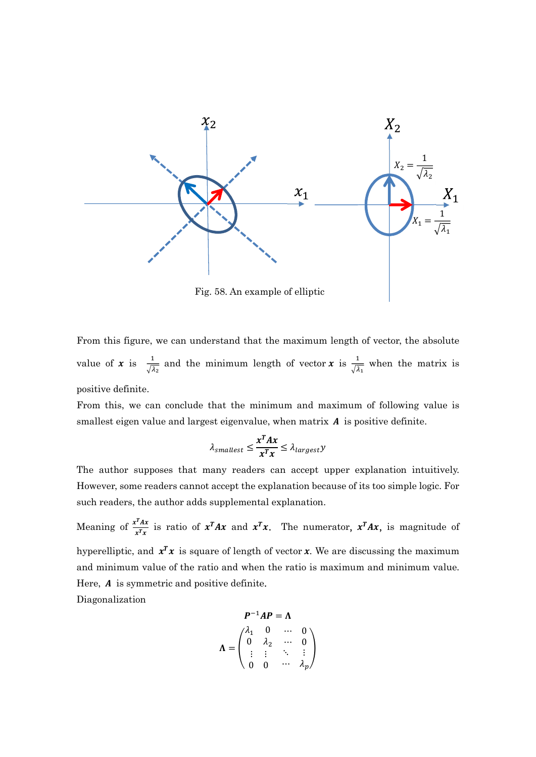Fig. 58. An example of elliptic

From this figure, we can understand that the maximum length of vector, the absolute value of $\boldsymbol{x}$ is $\frac{1}{\sqrt{\lambda_2}}$ and the minimum length of vector $\boldsymbol{x}$ is $\frac{1}{\sqrt{\lambda_1}}$ when the matrix is positive definite.

From this, we can conclude that the minimum and maximum of following value is smallest eigen value and largest eigenvalue, when matrix $\boldsymbol{A}$ is positive definite.

$$\lambda_{smallest} \leq \frac{\boldsymbol{x}^T \boldsymbol{A} \boldsymbol{x}}{\boldsymbol{x}^T \boldsymbol{x}} \leq \lambda_{largest} y$$

The author supposes that many readers can accept upper explanation intuitively. However, some readers cannot accept the explanation because of its too simple logic. For such readers, the author adds supplemental explanation.

Meaning of $\frac{\boldsymbol{x}^T \boldsymbol{A} \boldsymbol{x}}{\boldsymbol{x}^T \boldsymbol{x}}$ is ratio of $\boldsymbol{x}^T \boldsymbol{A} \boldsymbol{x}$ and $\boldsymbol{x}^T \boldsymbol{x}$. The numerator, $\boldsymbol{x}^T \boldsymbol{A} \boldsymbol{x}$, is magnitude of hyperelliptic, and $\boldsymbol{x}^T \boldsymbol{x}$ is square of length of vector $\boldsymbol{x}$. We are discussing the maximum and minimum value of the ratio and when the ratio is maximum and minimum value. Here, $\boldsymbol{A}$ is symmetric and positive definite.

Diagonalization

$$\boldsymbol{P}^{-1} \boldsymbol{A} \boldsymbol{P} = \boldsymbol{\Lambda}$$

$$\boldsymbol{\Lambda} = \begin{pmatrix} \lambda_1 & 0 & \cdots & 0 \\ 0 & \lambda_2 & \cdots & 0 \\ \vdots & \vdots & \ddots & \vdots \\ 0 & 0 & \cdots & \lambda_p \end{pmatrix}$$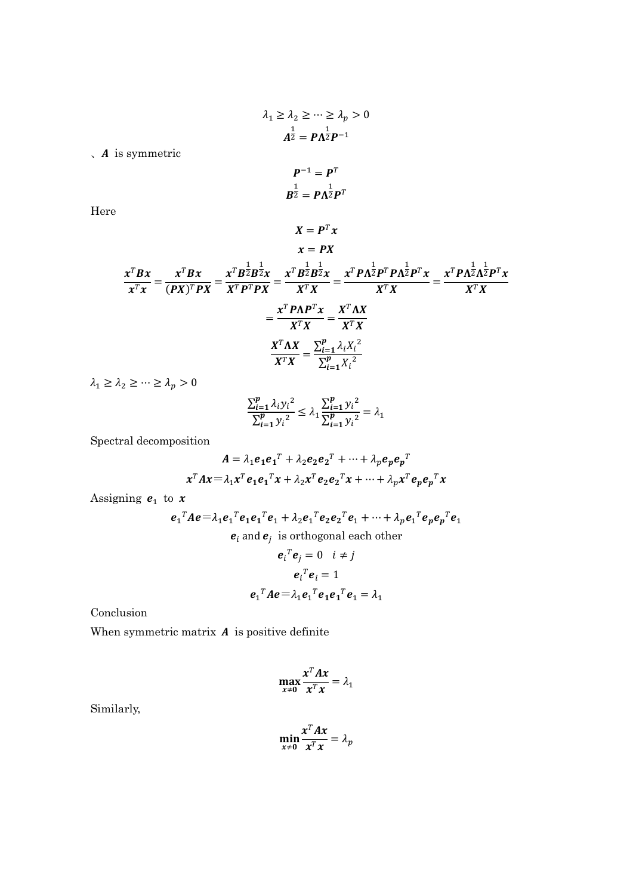$$\lambda_1 \geq \lambda_2 \geq \cdots \geq \lambda_p > 0$$

$$\boldsymbol{A}^{\frac{1}{2}} = \boldsymbol{P}\boldsymbol{\Lambda}^{\frac{1}{2}}\boldsymbol{P}^{-1}$$

、$\boldsymbol{A}$ is symmetric

$$\boldsymbol{P}^{-1} = \boldsymbol{P}^T$$

$$\boldsymbol{B}^{\frac{1}{2}} = \boldsymbol{P}\boldsymbol{\Lambda}^{\frac{1}{2}}\boldsymbol{P}^T$$

Here

$$\boldsymbol{X} = \boldsymbol{P}^T\boldsymbol{x}$$

$$\boldsymbol{x} = \boldsymbol{P}\boldsymbol{X}$$

$$\frac{\boldsymbol{x}^T\boldsymbol{B}\boldsymbol{x}}{\boldsymbol{x}^T\boldsymbol{x}} = \frac{\boldsymbol{x}^T\boldsymbol{B}\boldsymbol{x}}{(\boldsymbol{P}\boldsymbol{X})^T\boldsymbol{P}\boldsymbol{X}} = \frac{\boldsymbol{x}^T\boldsymbol{B}^{\frac{1}{2}}\boldsymbol{B}^{\frac{1}{2}}\boldsymbol{x}}{\boldsymbol{X}^T\boldsymbol{P}^T\boldsymbol{P}\boldsymbol{X}} = \frac{\boldsymbol{x}^T\boldsymbol{B}^{\frac{1}{2}}\boldsymbol{B}^{\frac{1}{2}}\boldsymbol{x}}{\boldsymbol{X}^T\boldsymbol{X}} = \frac{\boldsymbol{x}^T\boldsymbol{P}\boldsymbol{\Lambda}^{\frac{1}{2}}\boldsymbol{P}^T\boldsymbol{P}\boldsymbol{\Lambda}^{\frac{1}{2}}\boldsymbol{P}^T\boldsymbol{x}}{\boldsymbol{X}^T\boldsymbol{X}} = \frac{\boldsymbol{x}^T\boldsymbol{P}\boldsymbol{\Lambda}^{\frac{1}{2}}\boldsymbol{\Lambda}^{\frac{1}{2}}\boldsymbol{P}^T\boldsymbol{x}}{\boldsymbol{X}^T\boldsymbol{X}}$$

$$= \frac{\boldsymbol{x}^T\boldsymbol{P}\boldsymbol{\Lambda}\boldsymbol{P}^T\boldsymbol{x}}{\boldsymbol{X}^T\boldsymbol{X}} = \frac{\boldsymbol{X}^T\boldsymbol{\Lambda}\boldsymbol{X}}{\boldsymbol{X}^T\boldsymbol{X}}$$

$$\frac{\boldsymbol{X}^T\boldsymbol{\Lambda}\boldsymbol{X}}{\boldsymbol{X}^T\boldsymbol{X}} = \frac{\sum_{i=1}^{p}\lambda_i {X_i}^2}{\sum_{i=1}^{p}{X_i}^2}$$

$\lambda_1 \geq \lambda_2 \geq \cdots \geq \lambda_p > 0$

$$\frac{\sum_{i=1}^{p}\lambda_i {y_i}^2}{\sum_{i=1}^{p}{y_i}^2} \leq \lambda_1 \frac{\sum_{i=1}^{p}{y_i}^2}{\sum_{i=1}^{p}{y_i}^2} = \lambda_1$$

Spectral decomposition

$$\boldsymbol{A} = \lambda_1\boldsymbol{e_1}\boldsymbol{e_1}^T + \lambda_2\boldsymbol{e_2}\boldsymbol{e_2}^T + \cdots + \lambda_p\boldsymbol{e_p}\boldsymbol{e_p}^T$$

$$\boldsymbol{x}^T\boldsymbol{A}\boldsymbol{x} = \lambda_1\boldsymbol{x}^T\boldsymbol{e_1}\boldsymbol{e_1}^T\boldsymbol{x} + \lambda_2\boldsymbol{x}^T\boldsymbol{e_2}\boldsymbol{e_2}^T\boldsymbol{x} + \cdots + \lambda_p\boldsymbol{x}^T\boldsymbol{e_p}\boldsymbol{e_p}^T\boldsymbol{x}$$

Assigning $\boldsymbol{e}_1$ to $\boldsymbol{x}$

$$\boldsymbol{e}_1^T\boldsymbol{A}\boldsymbol{e} = \lambda_1\boldsymbol{e}_1^T\boldsymbol{e_1}\boldsymbol{e_1}^T\boldsymbol{e}_1 + \lambda_2\boldsymbol{e}_1^T\boldsymbol{e_2}\boldsymbol{e_2}^T\boldsymbol{e}_1 + \cdots + \lambda_p\boldsymbol{e}_1^T\boldsymbol{e_p}\boldsymbol{e_p}^T\boldsymbol{e}_1$$

$\boldsymbol{e}_i$ and $\boldsymbol{e}_j$ is orthogonal each other

$$\boldsymbol{e}_i^T\boldsymbol{e}_j = 0 \quad i \neq j$$

$$\boldsymbol{e}_i^T\boldsymbol{e}_i = 1$$

$$\boldsymbol{e}_1^T\boldsymbol{A}\boldsymbol{e} = \lambda_1\boldsymbol{e}_1^T\boldsymbol{e_1}\boldsymbol{e_1}^T\boldsymbol{e}_1 = \lambda_1$$

Conclusion

When symmetric matrix $\boldsymbol{A}$ is positive definite

$$\max_{x \neq 0} \frac{\boldsymbol{x}^T\boldsymbol{A}\boldsymbol{x}}{\boldsymbol{x}^T\boldsymbol{x}} = \lambda_1$$

Similarly,

$$\min_{x \neq 0} \frac{\boldsymbol{x}^T\boldsymbol{A}\boldsymbol{x}}{\boldsymbol{x}^T\boldsymbol{x}} = \lambda_p$$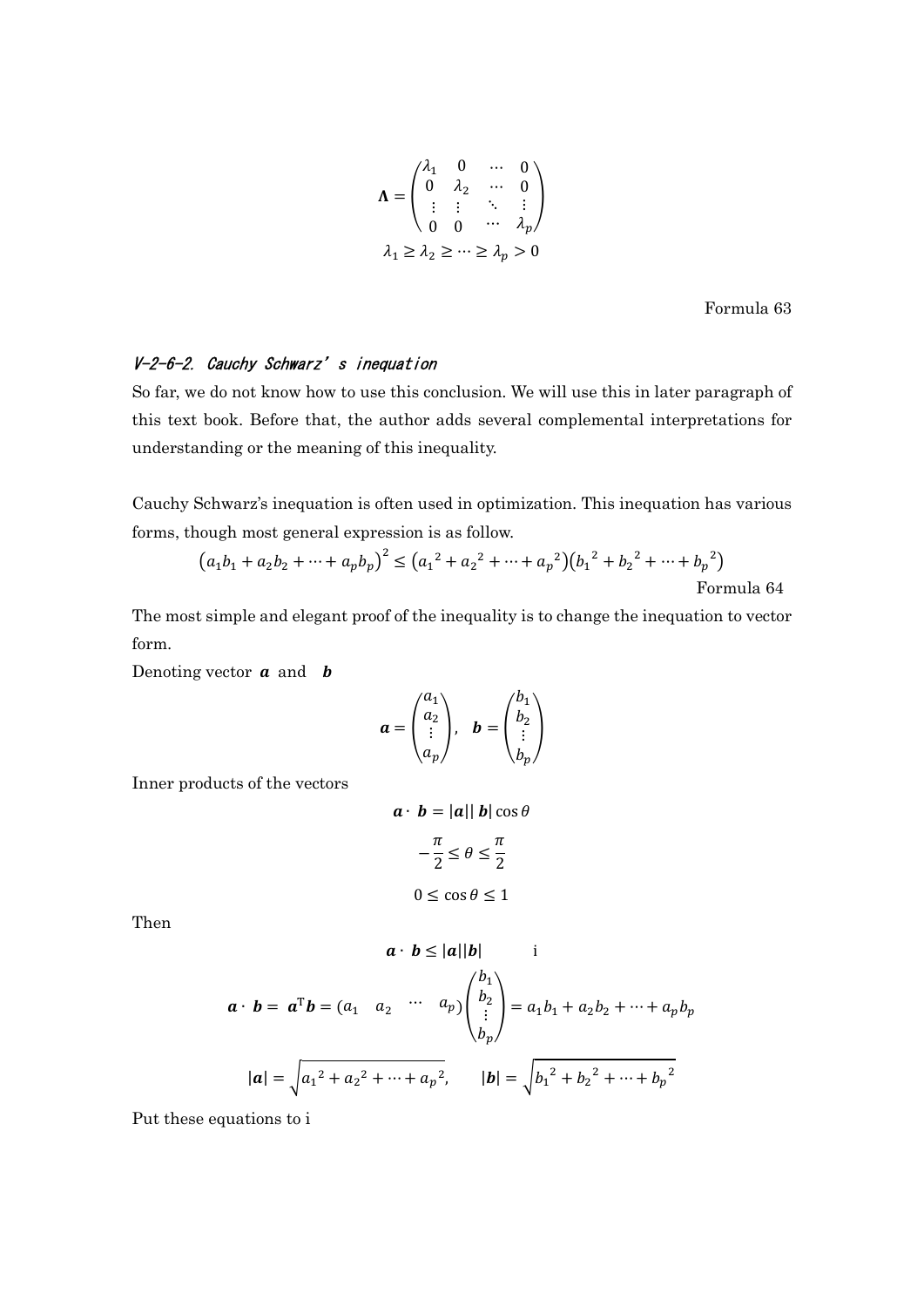$$\mathbf{\Lambda} = \begin{pmatrix} \lambda_1 & 0 & \cdots & 0 \\ 0 & \lambda_2 & \cdots & 0 \\ \vdots & \vdots & \ddots & \vdots \\ 0 & 0 & \cdots & \lambda_p \end{pmatrix}$$

$$\lambda_1 \geq \lambda_2 \geq \cdots \geq \lambda_p > 0$$

Formula 63

### V-2-6-2. Cauchy Schwarz' s inequation

So far, we do not know how to use this conclusion. We will use this in later paragraph of this text book. Before that, the author adds several complemental interpretations for understanding or the meaning of this inequality.

Cauchy Schwarz's inequation is often used in optimization. This inequation has various forms, though most general expression is as follow.

$$\left(a_1 b_1 + a_2 b_2 + \cdots + a_p b_p\right)^2 \leq \left({a_1}^2 + {a_2}^2 + \cdots + {a_p}^2\right)\left({b_1}^2 + {b_2}^2 + \cdots + {b_p}^2\right)$$

Formula 64

The most simple and elegant proof of the inequality is to change the inequation to vector form.

Denoting vector $\boldsymbol{a}$ and $\boldsymbol{b}$

$$\boldsymbol{a} = \begin{pmatrix} a_1 \\ a_2 \\ \vdots \\ a_p \end{pmatrix}, \quad \boldsymbol{b} = \begin{pmatrix} b_1 \\ b_2 \\ \vdots \\ b_p \end{pmatrix}$$

Inner products of the vectors

$$\boldsymbol{a} \cdot \boldsymbol{b} = |\boldsymbol{a}||\boldsymbol{b}| \cos\theta$$

$$-\frac{\pi}{2} \leq \theta \leq \frac{\pi}{2}$$

$$0 \leq \cos\theta \leq 1$$

Then

$$\boldsymbol{a} \cdot \boldsymbol{b} \leq |\boldsymbol{a}||\boldsymbol{b}| \qquad \text{i}$$

$$\boldsymbol{a} \cdot \boldsymbol{b} = \boldsymbol{a}^{\mathrm{T}}\boldsymbol{b} = \begin{pmatrix} a_1 & a_2 & \cdots & a_p \end{pmatrix} \begin{pmatrix} b_1 \\ b_2 \\ \vdots \\ b_p \end{pmatrix} = a_1 b_1 + a_2 b_2 + \cdots + a_p b_p$$

$$|\boldsymbol{a}| = \sqrt{{a_1}^2 + {a_2}^2 + \cdots + {a_p}^2}, \qquad |\boldsymbol{b}| = \sqrt{{b_1}^2 + {b_2}^2 + \cdots + {b_p}^2}$$

Put these equations to i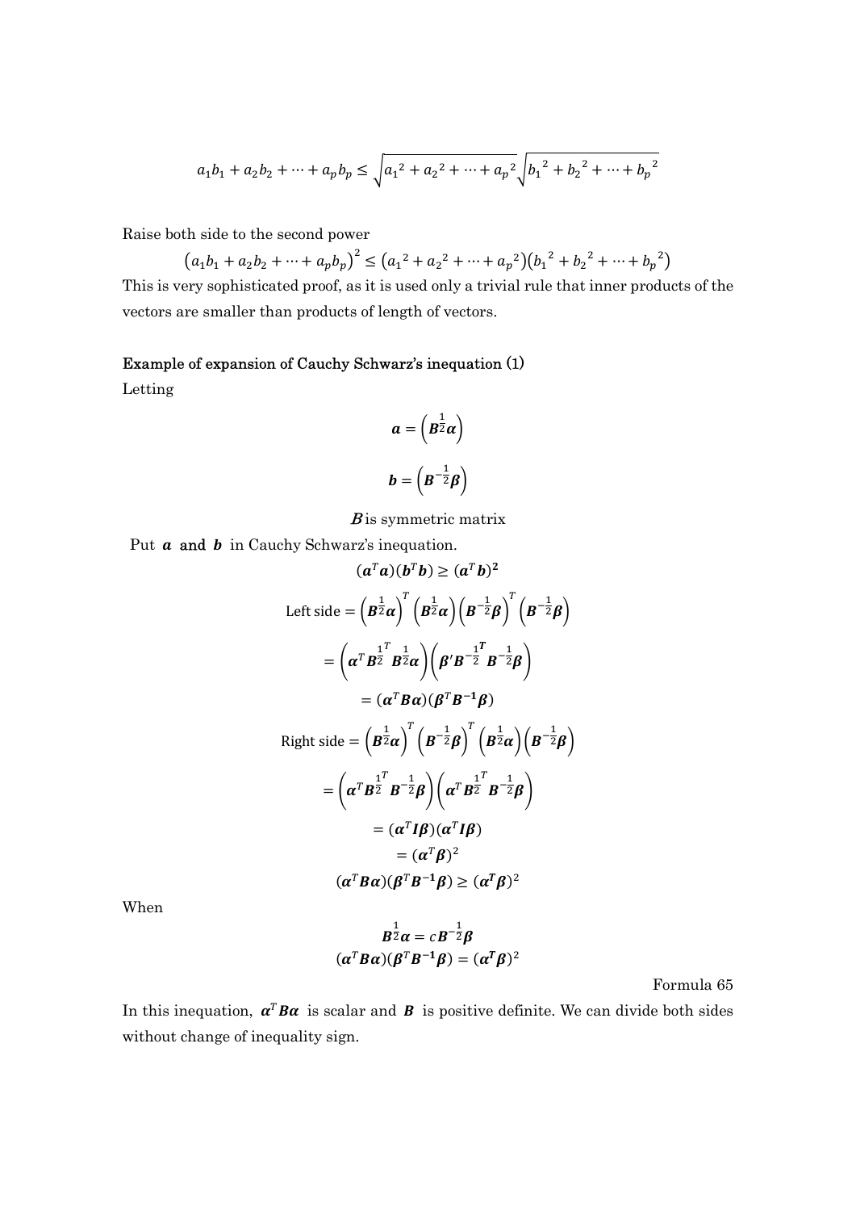$$a_1b_1 + a_2b_2 + \cdots + a_pb_p \leq \sqrt{a_1{}^2 + a_2{}^2 + \cdots + a_p{}^2}\sqrt{b_1{}^2 + b_2{}^2 + \cdots + b_p{}^2}$$

Raise both side to the second power

$$\left(a_1b_1 + a_2b_2 + \cdots + a_pb_p\right)^2 \leq \left(a_1{}^2 + a_2{}^2 + \cdots + a_p{}^2\right)\left(b_1{}^2 + b_2{}^2 + \cdots + b_p{}^2\right)$$

This is very sophisticated proof, as it is used only a trivial rule that inner products of the vectors are smaller than products of length of vectors.

**Example of expansion of Cauchy Schwarz's inequation (1)**

Letting

$$\boldsymbol{a} = \left(\boldsymbol{B}^{\frac{1}{2}}\boldsymbol{\alpha}\right)$$

$$\boldsymbol{b} = \left(\boldsymbol{B}^{-\frac{1}{2}}\boldsymbol{\beta}\right)$$

$\boldsymbol{B}$ is symmetric matrix

Put $\boldsymbol{a}$ and $\boldsymbol{b}$ in Cauchy Schwarz's inequation.

$$(\boldsymbol{a}^T\boldsymbol{a})(\boldsymbol{b}^T\boldsymbol{b}) \geq (\boldsymbol{a}^T\boldsymbol{b})^{\boldsymbol{2}}$$

$$\text{Left side} = \left(\boldsymbol{B}^{\frac{1}{2}}\boldsymbol{\alpha}\right)^T\left(\boldsymbol{B}^{\frac{1}{2}}\boldsymbol{\alpha}\right)\left(\boldsymbol{B}^{-\frac{1}{2}}\boldsymbol{\beta}\right)^T\left(\boldsymbol{B}^{-\frac{1}{2}}\boldsymbol{\beta}\right)$$

$$= \left(\boldsymbol{\alpha}^T\boldsymbol{B}^{\frac{1}{2}^T}\boldsymbol{B}^{\frac{1}{2}}\boldsymbol{\alpha}\right)\left(\boldsymbol{\beta}'\boldsymbol{B}^{-\frac{1}{2}^T}\boldsymbol{B}^{-\frac{1}{2}}\boldsymbol{\beta}\right)$$

$$= (\boldsymbol{\alpha}^T\boldsymbol{B}\boldsymbol{\alpha})(\boldsymbol{\beta}^T\boldsymbol{B}^{-\boldsymbol{1}}\boldsymbol{\beta})$$

$$\text{Right side} = \left(\boldsymbol{B}^{\frac{1}{2}}\boldsymbol{\alpha}\right)^T\left(\boldsymbol{B}^{-\frac{1}{2}}\boldsymbol{\beta}\right)^T\left(\boldsymbol{B}^{\frac{1}{2}}\boldsymbol{\alpha}\right)\left(\boldsymbol{B}^{-\frac{1}{2}}\boldsymbol{\beta}\right)$$

$$= \left(\boldsymbol{\alpha}^T\boldsymbol{B}^{\frac{1}{2}^T}\boldsymbol{B}^{-\frac{1}{2}}\boldsymbol{\beta}\right)\left(\boldsymbol{\alpha}^T\boldsymbol{B}^{\frac{1}{2}^T}\boldsymbol{B}^{-\frac{1}{2}}\boldsymbol{\beta}\right)$$

$$= (\boldsymbol{\alpha}^T\boldsymbol{I}\boldsymbol{\beta})(\boldsymbol{\alpha}^T\boldsymbol{I}\boldsymbol{\beta})$$

$$= (\boldsymbol{\alpha}^T\boldsymbol{\beta})^2$$

$$(\boldsymbol{\alpha}^T\boldsymbol{B}\boldsymbol{\alpha})(\boldsymbol{\beta}^T\boldsymbol{B}^{-\boldsymbol{1}}\boldsymbol{\beta}) \geq (\boldsymbol{\alpha}^{\boldsymbol{T}}\boldsymbol{\beta})^2$$

When

$$\boldsymbol{B}^{\frac{1}{2}}\boldsymbol{\alpha} = c\boldsymbol{B}^{-\frac{1}{2}}\boldsymbol{\beta}$$

$$(\boldsymbol{\alpha}^T\boldsymbol{B}\boldsymbol{\alpha})(\boldsymbol{\beta}^T\boldsymbol{B}^{-\boldsymbol{1}}\boldsymbol{\beta}) = (\boldsymbol{\alpha}^{\boldsymbol{T}}\boldsymbol{\beta})^2$$

Formula 65

In this inequation, $\boldsymbol{\alpha}^T\boldsymbol{B}\boldsymbol{\alpha}$ is scalar and $\boldsymbol{B}$ is positive definite. We can divide both sides without change of inequality sign.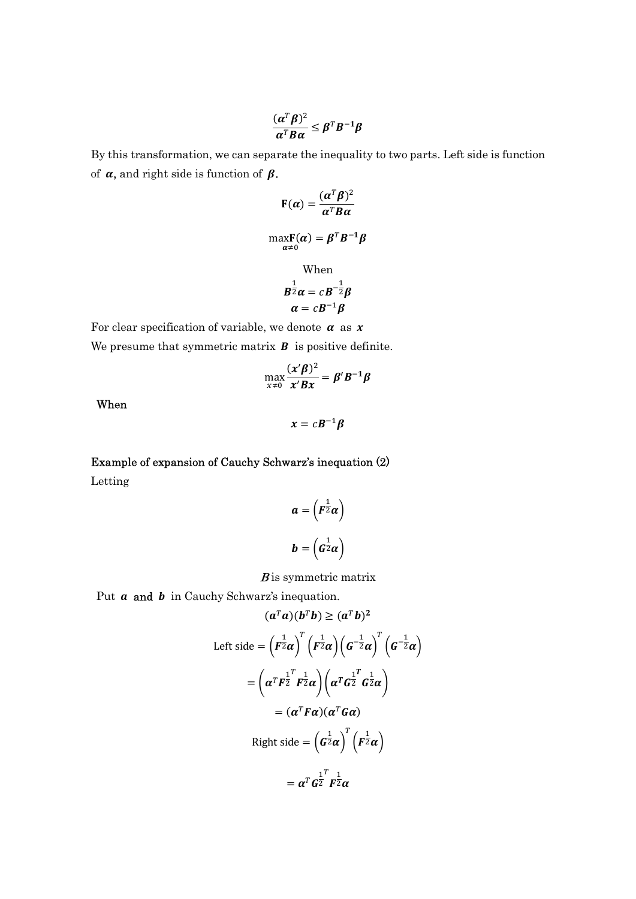$$\frac{(\boldsymbol{\alpha}^T\boldsymbol{\beta})^2}{\boldsymbol{\alpha}^T\boldsymbol{B}\boldsymbol{\alpha}} \leq \boldsymbol{\beta}^T\boldsymbol{B}^{-1}\boldsymbol{\beta}$$

By this transformation, we can separate the inequality to two parts. Left side is function of $\boldsymbol{\alpha}$, and right side is function of $\boldsymbol{\beta}$.

$$\mathbf{F}(\boldsymbol{\alpha}) = \frac{(\boldsymbol{\alpha}^T\boldsymbol{\beta})^2}{\boldsymbol{\alpha}^T\boldsymbol{B}\boldsymbol{\alpha}}$$

$$\max_{\boldsymbol{\alpha}\neq 0}\mathbf{F}(\boldsymbol{\alpha}) = \boldsymbol{\beta}^T\boldsymbol{B}^{-1}\boldsymbol{\beta}$$

When

$$\boldsymbol{B}^{\frac{1}{2}}\boldsymbol{\alpha} = c\boldsymbol{B}^{-\frac{1}{2}}\boldsymbol{\beta}$$

$$\boldsymbol{\alpha} = c\boldsymbol{B}^{-1}\boldsymbol{\beta}$$

For clear specification of variable, we denote $\boldsymbol{\alpha}$ as $\boldsymbol{x}$

We presume that symmetric matrix $\boldsymbol{B}$ is positive definite.

$$\max_{x\neq 0}\frac{(\boldsymbol{x}'\boldsymbol{\beta})^2}{\boldsymbol{x}'\boldsymbol{B}\boldsymbol{x}} = \boldsymbol{\beta}'\boldsymbol{B}^{-1}\boldsymbol{\beta}$$

When

$$\boldsymbol{x} = c\boldsymbol{B}^{-1}\boldsymbol{\beta}$$

**Example of expansion of Cauchy Schwarz's inequation (2)**

Letting

$$\boldsymbol{a} = \left(\boldsymbol{F}^{\frac{1}{2}}\boldsymbol{\alpha}\right)$$

$$\boldsymbol{b} = \left(\boldsymbol{G}^{\frac{1}{2}}\boldsymbol{\alpha}\right)$$

$\boldsymbol{B}$ is symmetric matrix

Put $\boldsymbol{a}$ and $\boldsymbol{b}$ in Cauchy Schwarz's inequation.

$$(\boldsymbol{a}^T\boldsymbol{a})(\boldsymbol{b}^T\boldsymbol{b}) \geq (\boldsymbol{a}^T\boldsymbol{b})^2$$

$$\text{Left side} = \left(\boldsymbol{F}^{\frac{1}{2}}\boldsymbol{\alpha}\right)^T\left(\boldsymbol{F}^{\frac{1}{2}}\boldsymbol{\alpha}\right)\left(\boldsymbol{G}^{-\frac{1}{2}}\boldsymbol{\alpha}\right)^T\left(\boldsymbol{G}^{-\frac{1}{2}}\boldsymbol{\alpha}\right)$$

$$= \left(\boldsymbol{\alpha}^T\boldsymbol{F}^{\frac{1}{2}^T}\boldsymbol{F}^{\frac{1}{2}}\boldsymbol{\alpha}\right)\left(\boldsymbol{\alpha}^T\boldsymbol{G}^{\frac{1}{2}^T}\boldsymbol{G}^{\frac{1}{2}}\boldsymbol{\alpha}\right)$$

$$= (\boldsymbol{\alpha}^T\boldsymbol{F}\boldsymbol{\alpha})(\boldsymbol{\alpha}^T\boldsymbol{G}\boldsymbol{\alpha})$$

$$\text{Right side} = \left(\boldsymbol{G}^{\frac{1}{2}}\boldsymbol{\alpha}\right)^T\left(\boldsymbol{F}^{\frac{1}{2}}\boldsymbol{\alpha}\right)$$

$$= \boldsymbol{\alpha}^T\boldsymbol{G}^{\frac{1}{2}^T}\boldsymbol{F}^{\frac{1}{2}}\boldsymbol{\alpha}$$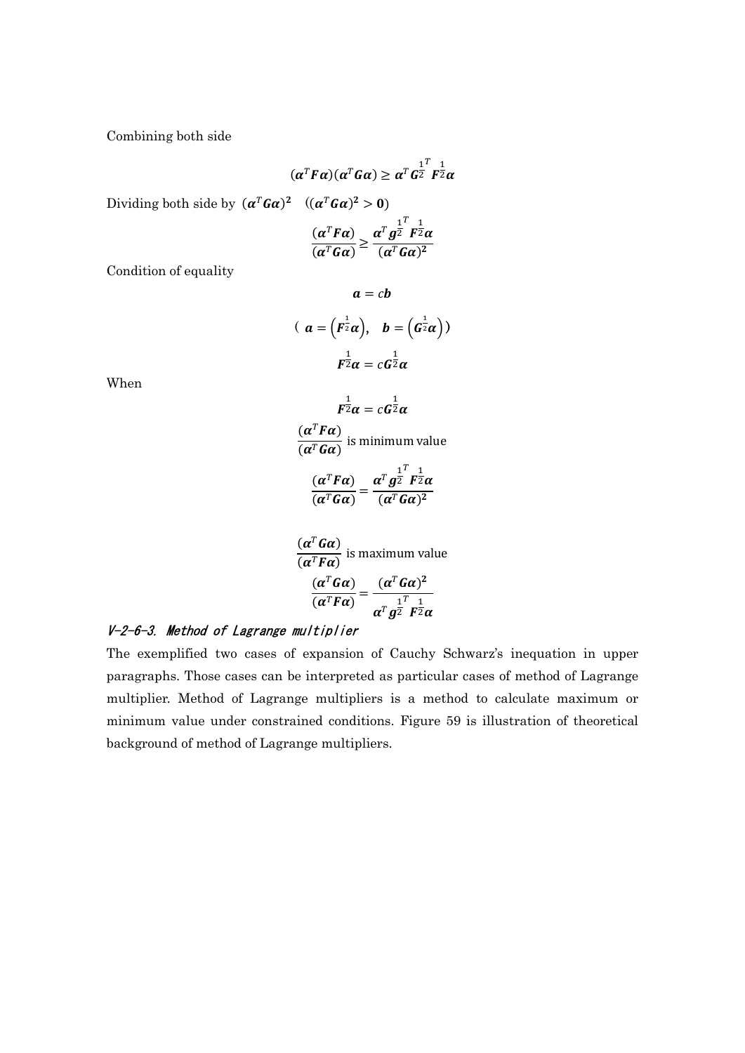Combining both side

$$(\boldsymbol{\alpha}^T\boldsymbol{F\alpha})(\boldsymbol{\alpha}^T\boldsymbol{G\alpha}) \geq \boldsymbol{\alpha}^T\boldsymbol{G}^{\frac{1}{2}^T}\boldsymbol{F}^{\frac{1}{2}}\boldsymbol{\alpha}$$

Dividing both side by $(\boldsymbol{\alpha}^T\boldsymbol{G\alpha})^2 \quad ((\boldsymbol{\alpha}^T\boldsymbol{G\alpha})^2 > \boldsymbol{0})$

$$\frac{(\boldsymbol{\alpha}^T\boldsymbol{F\alpha})}{(\boldsymbol{\alpha}^T\boldsymbol{G\alpha})} \geq \frac{\boldsymbol{\alpha}^T\boldsymbol{g}^{\frac{1}{2}^T}\boldsymbol{F}^{\frac{1}{2}}\boldsymbol{\alpha}}{(\boldsymbol{\alpha}^T\boldsymbol{G\alpha})^2}$$

Condition of equality

$$\boldsymbol{a} = c\boldsymbol{b}$$

$$(\ \boldsymbol{a} = \left(\boldsymbol{F}^{\frac{1}{2}}\boldsymbol{\alpha}\right),\quad \boldsymbol{b} = \left(\boldsymbol{G}^{\frac{1}{2}}\boldsymbol{\alpha}\right))$$

$$\boldsymbol{F}^{\frac{1}{2}}\boldsymbol{\alpha} = c\boldsymbol{G}^{\frac{1}{2}}\boldsymbol{\alpha}$$

When

$$\boldsymbol{F}^{\frac{1}{2}}\boldsymbol{\alpha} = c\boldsymbol{G}^{\frac{1}{2}}\boldsymbol{\alpha}$$

$$\frac{(\boldsymbol{\alpha}^T\boldsymbol{F\alpha})}{(\boldsymbol{\alpha}^T\boldsymbol{G\alpha})} \text{ is minimum value}$$

$$\frac{(\boldsymbol{\alpha}^T\boldsymbol{F\alpha})}{(\boldsymbol{\alpha}^T\boldsymbol{G\alpha})} = \frac{\boldsymbol{\alpha}^T\boldsymbol{g}^{\frac{1}{2}^T}\boldsymbol{F}^{\frac{1}{2}}\boldsymbol{\alpha}}{(\boldsymbol{\alpha}^T\boldsymbol{G\alpha})^2}$$

$$\frac{(\boldsymbol{\alpha}^T\boldsymbol{G\alpha})}{(\boldsymbol{\alpha}^T\boldsymbol{F\alpha})} \text{ is maximum value}$$

$$\frac{(\boldsymbol{\alpha}^T\boldsymbol{G\alpha})}{(\boldsymbol{\alpha}^T\boldsymbol{F\alpha})} = \frac{(\boldsymbol{\alpha}^T\boldsymbol{G\alpha})^2}{\boldsymbol{\alpha}^T\boldsymbol{g}^{\frac{1}{2}^T}\boldsymbol{F}^{\frac{1}{2}}\boldsymbol{\alpha}}$$

### *V-2-6-3. Method of Lagrange multiplier*

The exemplified two cases of expansion of Cauchy Schwarz's inequation in upper paragraphs. Those cases can be interpreted as particular cases of method of Lagrange multiplier. Method of Lagrange multipliers is a method to calculate maximum or minimum value under constrained conditions. Figure 59 is illustration of theoretical background of method of Lagrange multipliers.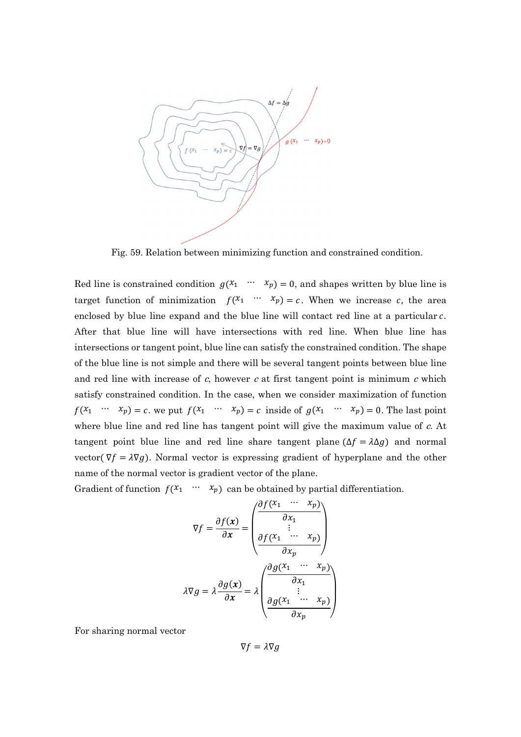Fig. 59. Relation between minimizing function and constrained condition.

Red line is constrained condition $g(x_1 \quad \cdots \quad x_p) = 0$, and shapes written by blue line is target function of minimization $f(x_1 \quad \cdots \quad x_p) = c$. When we increase $c$, the area enclosed by blue line expand and the blue line will contact red line at a particular $c$. After that blue line will have intersections with red line. When blue line has intersections or tangent point, blue line can satisfy the constrained condition. The shape of the blue line is not simple and there will be several tangent points between blue line and red line with increase of $c$, however $c$ at first tangent point is minimum $c$ which satisfy constrained condition. In the case, when we consider maximization of function $f(x_1 \quad \cdots \quad x_p) = c$. we put $f(x_1 \quad \cdots \quad x_p) = c$ inside of $g(x_1 \quad \cdots \quad x_p) = 0$. The last point where blue line and red line has tangent point will give the maximum value of $c$. At tangent point blue line and red line share tangent plane ($\Delta f = \lambda \Delta g$) and normal vector( $\nabla f = \lambda \nabla g$). Normal vector is expressing gradient of hyperplane and the other name of the normal vector is gradient vector of the plane.

Gradient of function $f(x_1 \quad \cdots \quad x_p)$ can be obtained by partial differentiation.

$$\nabla f = \frac{\partial f(\boldsymbol{x})}{\partial \boldsymbol{x}} = \begin{pmatrix} \dfrac{\partial f(x_1 \quad \cdots \quad x_p)}{\partial x_1} \\ \vdots \\ \dfrac{\partial f(x_1 \quad \cdots \quad x_p)}{\partial x_p} \end{pmatrix}$$

$$\lambda \nabla g = \lambda \frac{\partial g(\boldsymbol{x})}{\partial \boldsymbol{x}} = \lambda \begin{pmatrix} \dfrac{\partial g(x_1 \quad \cdots \quad x_p)}{\partial x_1} \\ \vdots \\ \dfrac{\partial g(x_1 \quad \cdots \quad x_p)}{\partial x_p} \end{pmatrix}$$

For sharing normal vector

$$\nabla f = \lambda \nabla g$$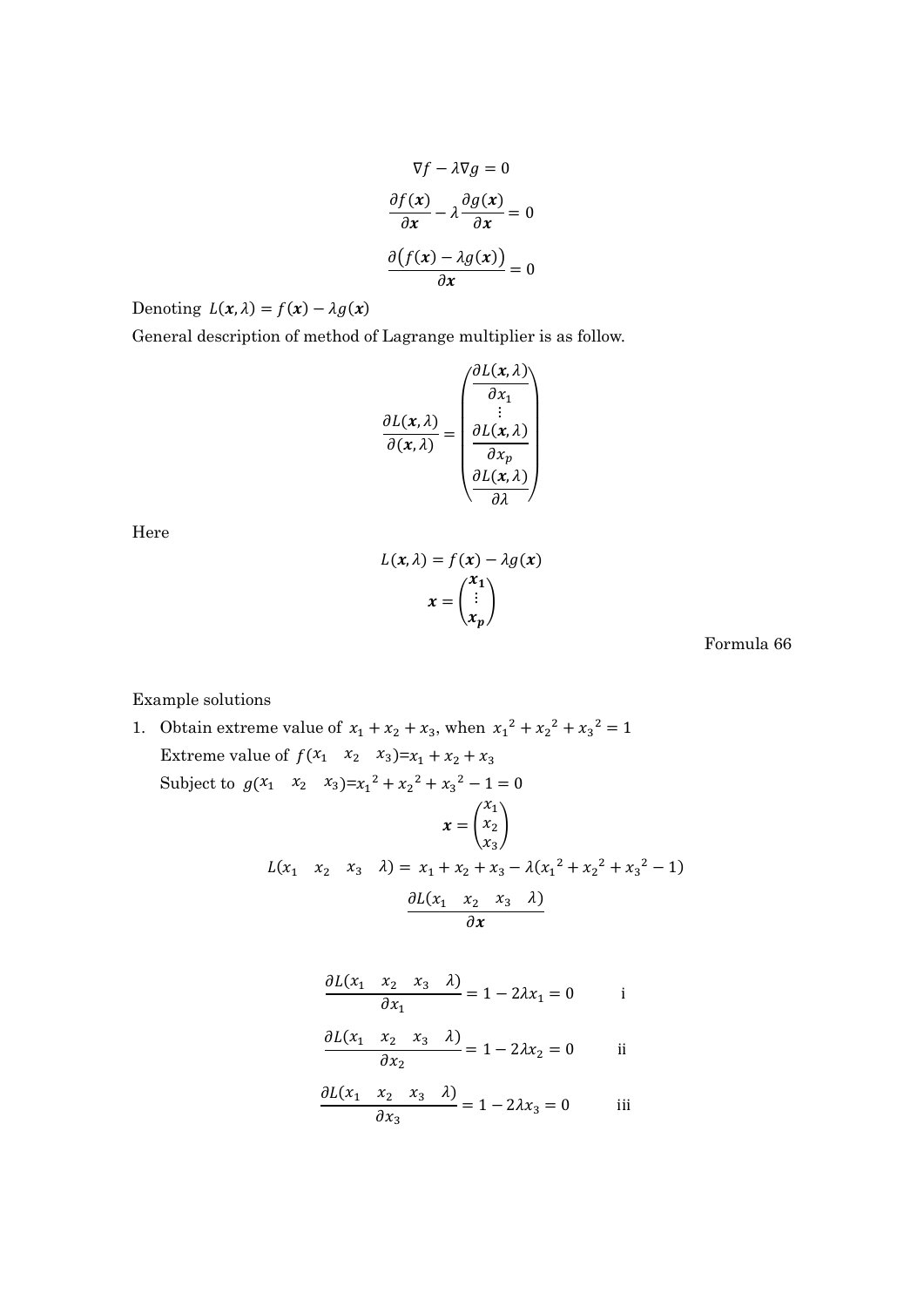$$\nabla f - \lambda \nabla g = 0$$

$$\frac{\partial f(\boldsymbol{x})}{\partial \boldsymbol{x}} - \lambda \frac{\partial g(\boldsymbol{x})}{\partial \boldsymbol{x}} = 0$$

$$\frac{\partial \left(f(\boldsymbol{x}) - \lambda g(\boldsymbol{x})\right)}{\partial \boldsymbol{x}} = 0$$

Denoting $L(\boldsymbol{x}, \lambda) = f(\boldsymbol{x}) - \lambda g(\boldsymbol{x})$

General description of method of Lagrange multiplier is as follow.

$$\frac{\partial L(\boldsymbol{x}, \lambda)}{\partial (\boldsymbol{x}, \lambda)} = \begin{pmatrix} \frac{\partial L(\boldsymbol{x}, \lambda)}{\partial x_1} \\ \vdots \\ \frac{\partial L(\boldsymbol{x}, \lambda)}{\partial x_p} \\ \frac{\partial L(\boldsymbol{x}, \lambda)}{\partial \lambda} \end{pmatrix}$$

Here

$$L(\boldsymbol{x}, \lambda) = f(\boldsymbol{x}) - \lambda g(\boldsymbol{x})$$

$$\boldsymbol{x} = \begin{pmatrix} \boldsymbol{x_1} \\ \vdots \\ \boldsymbol{x_p} \end{pmatrix}$$

Formula 66

Example solutions

1. Obtain extreme value of $x_1 + x_2 + x_3$, when $x_1{}^2 + x_2{}^2 + x_3{}^2 = 1$

   Extreme value of $f(x_1 \quad x_2 \quad x_3) = x_1 + x_2 + x_3$

   Subject to $g(x_1 \quad x_2 \quad x_3) = x_1{}^2 + x_2{}^2 + x_3{}^2 - 1 = 0$

$$\boldsymbol{x} = \begin{pmatrix} x_1 \\ x_2 \\ x_3 \end{pmatrix}$$

$$L(x_1 \quad x_2 \quad x_3 \quad \lambda) = x_1 + x_2 + x_3 - \lambda(x_1{}^2 + x_2{}^2 + x_3{}^2 - 1)$$

$$\frac{\partial L(x_1 \quad x_2 \quad x_3 \quad \lambda)}{\partial \boldsymbol{x}}$$

$$\frac{\partial L(x_1 \quad x_2 \quad x_3 \quad \lambda)}{\partial x_1} = 1 - 2\lambda x_1 = 0 \qquad \text{i}$$

$$\frac{\partial L(x_1 \quad x_2 \quad x_3 \quad \lambda)}{\partial x_2} = 1 - 2\lambda x_2 = 0 \qquad \text{ii}$$

$$\frac{\partial L(x_1 \quad x_2 \quad x_3 \quad \lambda)}{\partial x_3} = 1 - 2\lambda x_3 = 0 \qquad \text{iii}$$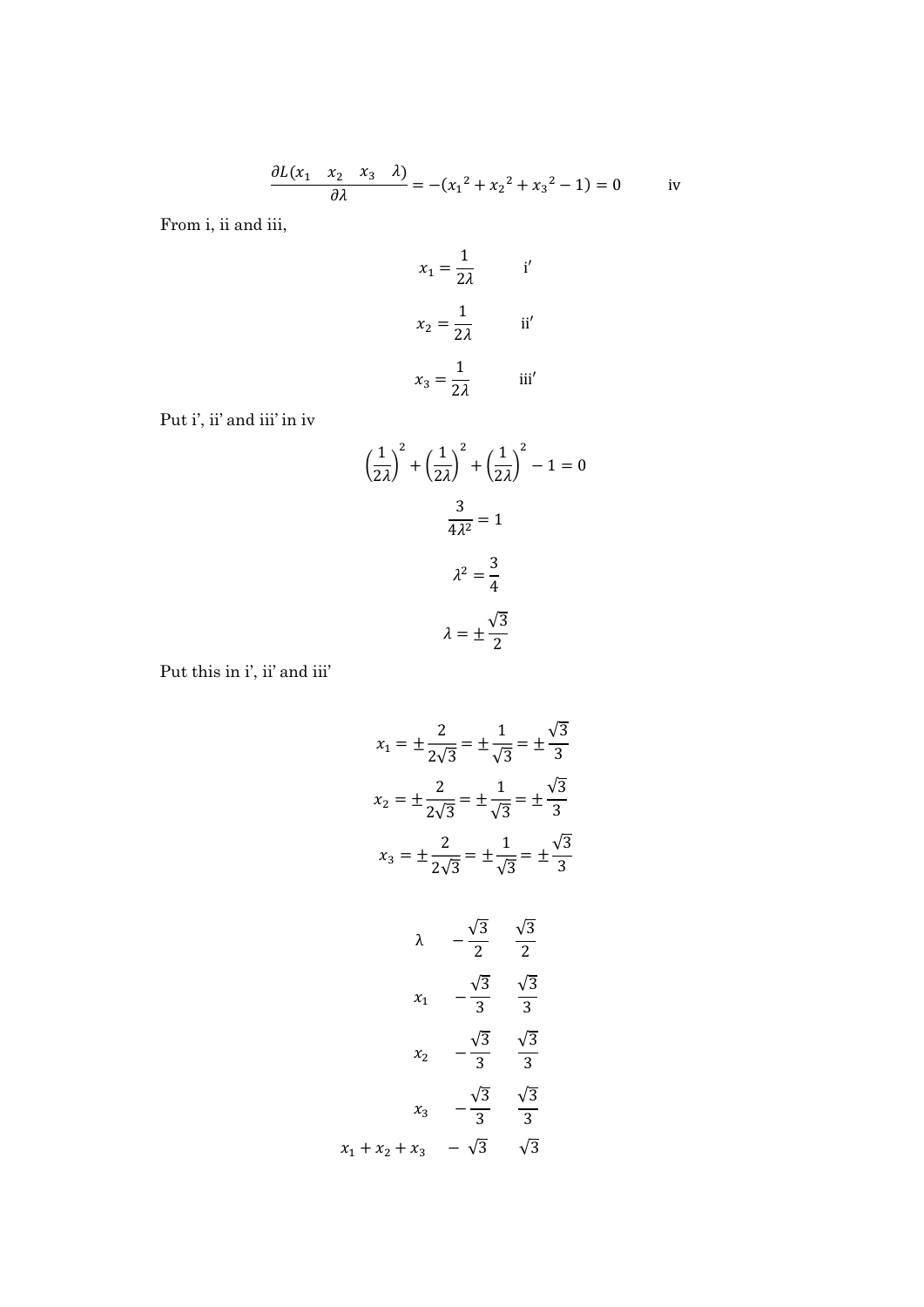$$\frac{\partial L(x_1 \quad x_2 \quad x_3 \quad \lambda)}{\partial \lambda} = -({x_1}^2 + {x_2}^2 + {x_3}^2 - 1) = 0 \qquad \text{iv}$$

From i, ii and iii,

$$x_1 = \frac{1}{2\lambda} \qquad \text{i}'$$

$$x_2 = \frac{1}{2\lambda} \qquad \text{ii}'$$

$$x_3 = \frac{1}{2\lambda} \qquad \text{iii}'$$

Put i', ii' and iii' in iv

$$\left(\frac{1}{2\lambda}\right)^2 + \left(\frac{1}{2\lambda}\right)^2 + \left(\frac{1}{2\lambda}\right)^2 - 1 = 0$$

$$\frac{3}{4\lambda^2} = 1$$

$$\lambda^2 = \frac{3}{4}$$

$$\lambda = \pm\frac{\sqrt{3}}{2}$$

Put this in i', ii' and iii'

$$x_1 = \pm\frac{2}{2\sqrt{3}} = \pm\frac{1}{\sqrt{3}} = \pm\frac{\sqrt{3}}{3}$$

$$x_2 = \pm\frac{2}{2\sqrt{3}} = \pm\frac{1}{\sqrt{3}} = \pm\frac{\sqrt{3}}{3}$$

$$x_3 = \pm\frac{2}{2\sqrt{3}} = \pm\frac{1}{\sqrt{3}} = \pm\frac{\sqrt{3}}{3}$$

| | | |
|---|---|---|
| $\lambda$ | $-\frac{\sqrt{3}}{2}$ | $\frac{\sqrt{3}}{2}$ |
| $x_1$ | $-\frac{\sqrt{3}}{3}$ | $\frac{\sqrt{3}}{3}$ |
| $x_2$ | $-\frac{\sqrt{3}}{3}$ | $\frac{\sqrt{3}}{3}$ |
| $x_3$ | $-\frac{\sqrt{3}}{3}$ | $\frac{\sqrt{3}}{3}$ |
| $x_1 + x_2 + x_3$ | $-\sqrt{3}$ | $\sqrt{3}$ |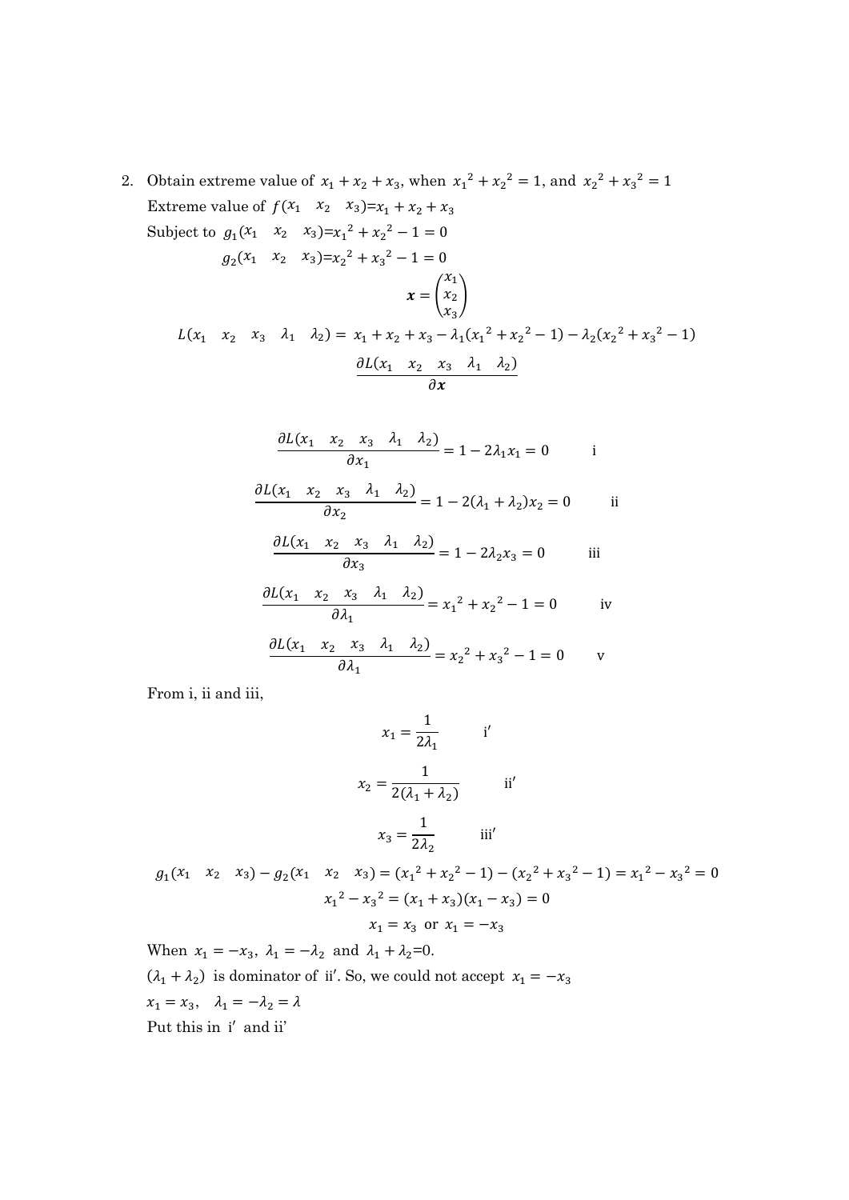2. Obtain extreme value of $x_1 + x_2 + x_3$, when $x_1{}^2 + x_2{}^2 = 1$, and $x_2{}^2 + x_3{}^2 = 1$

Extreme value of $f(x_1 \quad x_2 \quad x_3) = x_1 + x_2 + x_3$

Subject to $g_1(x_1 \quad x_2 \quad x_3) = x_1{}^2 + x_2{}^2 - 1 = 0$

$g_2(x_1 \quad x_2 \quad x_3) = x_2{}^2 + x_3{}^2 - 1 = 0$

$$\boldsymbol{x} = \begin{pmatrix} x_1 \\ x_2 \\ x_3 \end{pmatrix}$$

$$L(x_1 \quad x_2 \quad x_3 \quad \lambda_1 \quad \lambda_2) = x_1 + x_2 + x_3 - \lambda_1(x_1{}^2 + x_2{}^2 - 1) - \lambda_2(x_2{}^2 + x_3{}^2 - 1)$$

$$\frac{\partial L(x_1 \quad x_2 \quad x_3 \quad \lambda_1 \quad \lambda_2)}{\partial \boldsymbol{x}}$$

$$\frac{\partial L(x_1 \quad x_2 \quad x_3 \quad \lambda_1 \quad \lambda_2)}{\partial x_1} = 1 - 2\lambda_1 x_1 = 0 \qquad \text{i}$$

$$\frac{\partial L(x_1 \quad x_2 \quad x_3 \quad \lambda_1 \quad \lambda_2)}{\partial x_2} = 1 - 2(\lambda_1 + \lambda_2)x_2 = 0 \qquad \text{ii}$$

$$\frac{\partial L(x_1 \quad x_2 \quad x_3 \quad \lambda_1 \quad \lambda_2)}{\partial x_3} = 1 - 2\lambda_2 x_3 = 0 \qquad \text{iii}$$

$$\frac{\partial L(x_1 \quad x_2 \quad x_3 \quad \lambda_1 \quad \lambda_2)}{\partial \lambda_1} = x_1{}^2 + x_2{}^2 - 1 = 0 \qquad \text{iv}$$

$$\frac{\partial L(x_1 \quad x_2 \quad x_3 \quad \lambda_1 \quad \lambda_2)}{\partial \lambda_1} = x_2{}^2 + x_3{}^2 - 1 = 0 \qquad \text{v}$$

From i, ii and iii,

$$x_1 = \frac{1}{2\lambda_1} \qquad \text{i}'$$

$$x_2 = \frac{1}{2(\lambda_1 + \lambda_2)} \qquad \text{ii}'$$

$$x_3 = \frac{1}{2\lambda_2} \qquad \text{iii}'$$

$$g_1(x_1 \quad x_2 \quad x_3) - g_2(x_1 \quad x_2 \quad x_3) = (x_1{}^2 + x_2{}^2 - 1) - (x_2{}^2 + x_3{}^2 - 1) = x_1{}^2 - x_3{}^2 = 0$$

$$x_1{}^2 - x_3{}^2 = (x_1 + x_3)(x_1 - x_3) = 0$$

$$x_1 = x_3 \text{ or } x_1 = -x_3$$

When $x_1 = -x_3$, $\lambda_1 = -\lambda_2$ and $\lambda_1 + \lambda_2 = 0$.

$(\lambda_1 + \lambda_2)$ is dominator of ii'. So, we could not accept $x_1 = -x_3$

$x_1 = x_3$, $\lambda_1 = -\lambda_2 = \lambda$

Put this in i' and ii'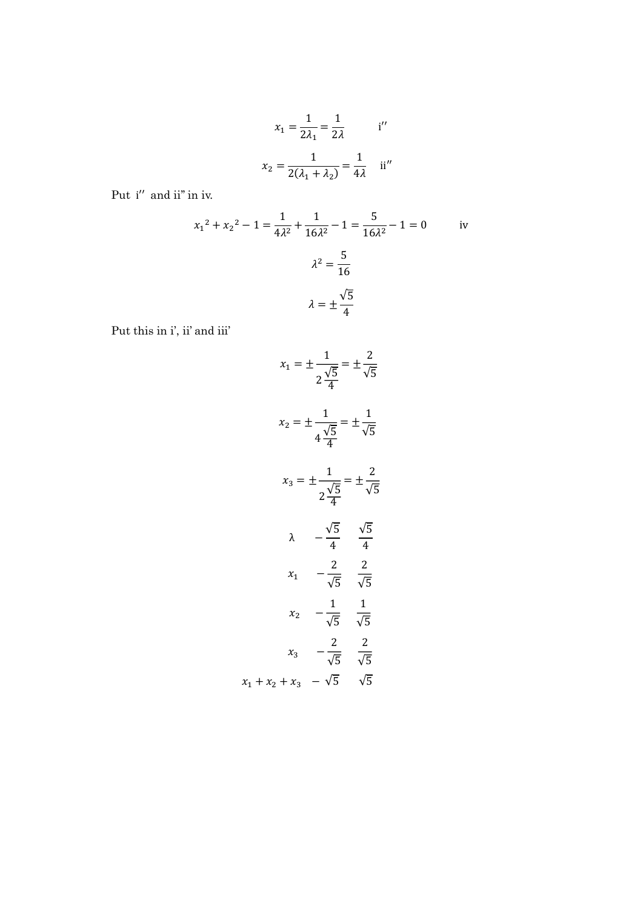$$x_1 = \frac{1}{2\lambda_1} = \frac{1}{2\lambda} \qquad \text{i}''$$

$$x_2 = \frac{1}{2(\lambda_1 + \lambda_2)} = \frac{1}{4\lambda} \quad \text{ii}''$$

Put i'' and ii" in iv.

$$x_1{}^2 + x_2{}^2 - 1 = \frac{1}{4\lambda^2} + \frac{1}{16\lambda^2} - 1 = \frac{5}{16\lambda^2} - 1 = 0 \qquad \text{iv}$$

$$\lambda^2 = \frac{5}{16}$$

$$\lambda = \pm\frac{\sqrt{5}}{4}$$

Put this in i', ii' and iii'

$$x_1 = \pm\frac{1}{2\frac{\sqrt{5}}{4}} = \pm\frac{2}{\sqrt{5}}$$

$$x_2 = \pm\frac{1}{4\frac{\sqrt{5}}{4}} = \pm\frac{1}{\sqrt{5}}$$

$$x_3 = \pm\frac{1}{2\frac{\sqrt{5}}{4}} = \pm\frac{2}{\sqrt{5}}$$

| | | |
|---|---|---|
| $\lambda$ | $-\frac{\sqrt{5}}{4}$ | $\frac{\sqrt{5}}{4}$ |
| $x_1$ | $-\frac{2}{\sqrt{5}}$ | $\frac{2}{\sqrt{5}}$ |
| $x_2$ | $-\frac{1}{\sqrt{5}}$ | $\frac{1}{\sqrt{5}}$ |
| $x_3$ | $-\frac{2}{\sqrt{5}}$ | $\frac{2}{\sqrt{5}}$ |
| $x_1 + x_2 + x_3$ | $-\sqrt{5}$ | $\sqrt{5}$ |